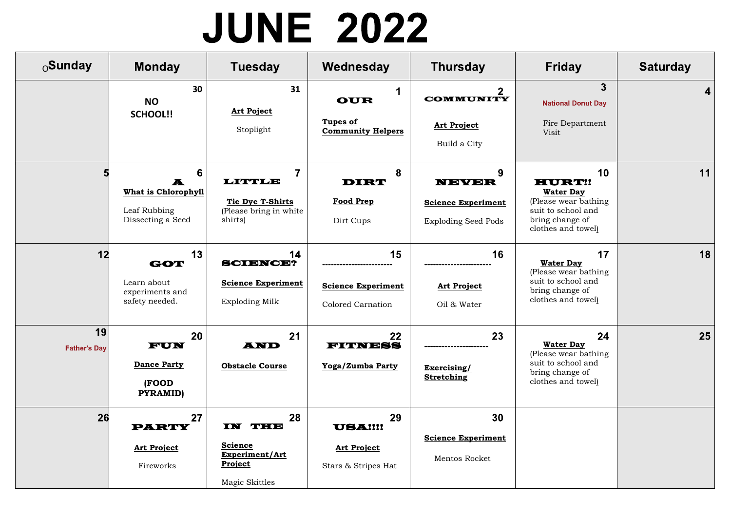# JUNE 2022

| oSunday | Monday | Tuesday | Wednesday | Thursday | Friday | Saturday |
|---|---|---|---|---|---|---|
| | 30 NO SCHOOL!! | 31 **Art Poject** Stoplight | 1 OUR **Tupes of Community Helpers** | 2 COMMUNITY **Art Project** Build a City | 3 National Donut Day Fire Department Visit | 4 |
| 5 | 6 A **What is Chlorophyll** Leaf Rubbing Dissecting a Seed | 7 LITTLE **Tie Dye T-Shirts** (Please bring in white shirts) | 8 DIRT **Food Prep** Dirt Cups | 9 NEVER **Science Experiment** Exploding Seed Pods | 10 HURT!! **Water Day** (Please wear bathing suit to school and bring change of clothes and towel) | 11 |
| 12 | 13 GOT Learn about experiments and safety needed. | 14 SCIENCE? **Science Experiment** Exploding Milk | 15 ------------------------ **Science Experiment** Colored Carnation | 16 ----------------------- **Art Project** Oil & Water | 17 **Water Day** (Please wear bathing suit to school and bring change of clothes and towel) | 18 |
| 19 Father's Day | 20 FUN **Dance Party** (FOOD PYRAMID) | 21 AND **Obstacle Course** | 22 FITNESS **Yoga/Zumba Party** | 23 ---------------------- **Exercising/ Stretching** | 24 **Water Day** (Please wear bathing suit to school and bring change of clothes and towel) | 25 |
| 26 | 27 PARTY **Art Project** Fireworks | 28 IN THE **Science Experiment/Art Project** Magic Skittles | 29 USA!!!! **Art Project** Stars & Stripes Hat | 30 **Science Experiment** Mentos Rocket | | |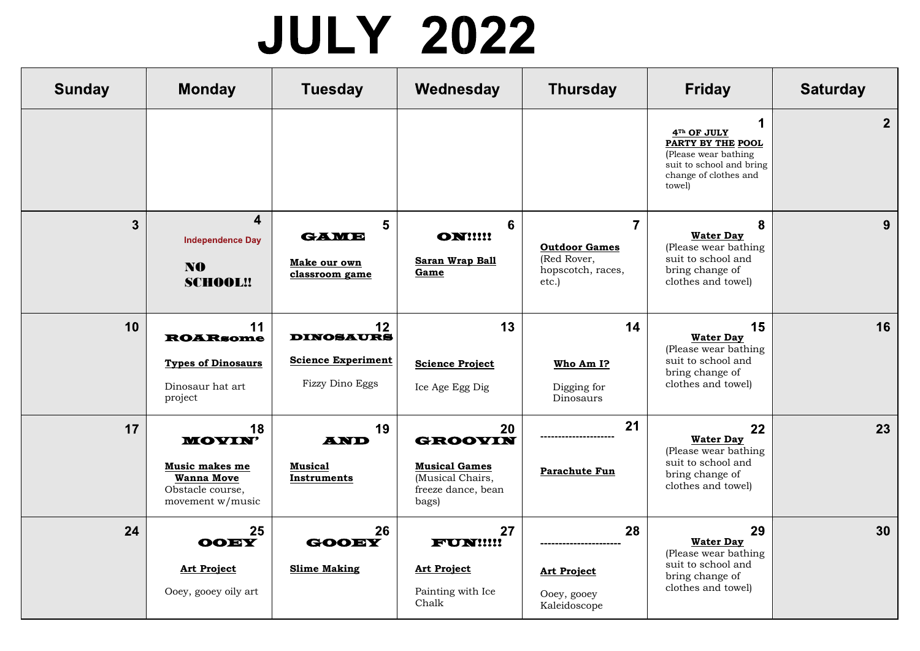# JULY 2022

| Sunday | Monday | Tuesday | Wednesday | Thursday | Friday | Saturday |
|---|---|---|---|---|---|---|
| | | | | | 1 **4th OF JULY PARTY BY THE POOL** (Please wear bathing suit to school and bring change of clothes and towel) | 2 |
| 3 | 4 Independence Day **NO SCHOOL!!** | 5 **GAME** **Make our own classroom game** | 6 **ON!!!!!** **Saran Wrap Ball Game** | 7 **Outdoor Games** (Red Rover, hopscotch, races, etc.) | 8 **Water Day** (Please wear bathing suit to school and bring change of clothes and towel) | 9 |
| 10 | 11 **ROARsome** **Types of Dinosaurs** Dinosaur hat art project | 12 **DINOSAURS** **Science Experiment** Fizzy Dino Eggs | 13 **Science Project** Ice Age Egg Dig | 14 **Who Am I?** Digging for Dinosaurs | 15 **Water Day** (Please wear bathing suit to school and bring change of clothes and towel) | 16 |
| 17 | 18 **MOVIN'** **Music makes me Wanna Move** Obstacle course, movement w/music | 19 **AND** **Musical Instruments** | 20 **GROOVIN** **Musical Games** (Musical Chairs, freeze dance, bean bags) | 21 --------------------- **Parachute Fun** | 22 **Water Day** (Please wear bathing suit to school and bring change of clothes and towel) | 23 |
| 24 | 25 **OOEY** **Art Project** Ooey, gooey oily art | 26 **GOOEY** **Slime Making** | 27 **FUN!!!!!** **Art Project** Painting with Ice Chalk | 28 ---------------------- **Art Project** Ooey, gooey Kaleidoscope | 29 **Water Day** (Please wear bathing suit to school and bring change of clothes and towel) | 30 |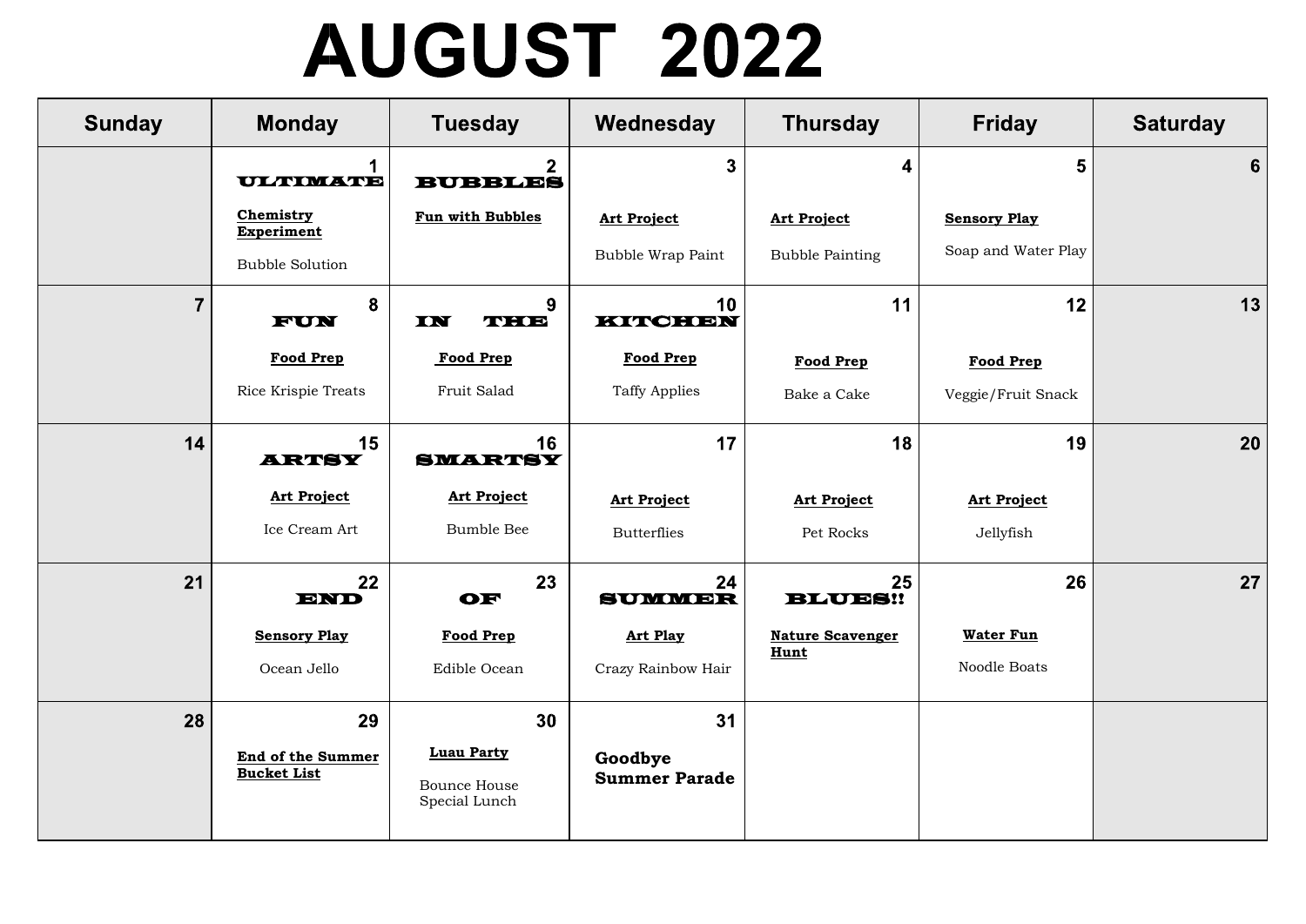# AUGUST 2022

| Sunday | Monday | Tuesday | Wednesday | Thursday | Friday | Saturday |
|---|---|---|---|---|---|---|
| | 1 ULTIMATE **Chemistry Experiment** Bubble Solution | 2 BUBBLES **Fun with Bubbles** | 3 **Art Project** Bubble Wrap Paint | 4 **Art Project** Bubble Painting | 5 **Sensory Play** Soap and Water Play | 6 |
| 7 | 8 FUN **Food Prep** Rice Krispie Treats | 9 IN THE **Food Prep** Fruit Salad | 10 KITCHEN **Food Prep** Taffy Apples | 11 **Food Prep** Bake a Cake | 12 **Food Prep** Veggie/Fruit Snack | 13 |
| 14 | 15 ARTSY **Art Project** Ice Cream Art | 16 SMARTSY **Art Project** Bumble Bee | 17 **Art Project** Butterflies | 18 **Art Project** Pet Rocks | 19 **Art Project** Jellyfish | 20 |
| 21 | 22 END **Sensory Play** Ocean Jello | 23 OF **Food Prep** Edible Ocean | 24 SUMMER **Art Play** Crazy Rainbow Hair | 25 BLUES!! **Nature Scavenger Hunt** | 26 **Water Fun** Noodle Boats | 27 |
| 28 | 29 **End of the Summer Bucket List** | 30 **Luau Party** Bounce House Special Lunch | 31 **Goodbye Summer Parade** | | | |